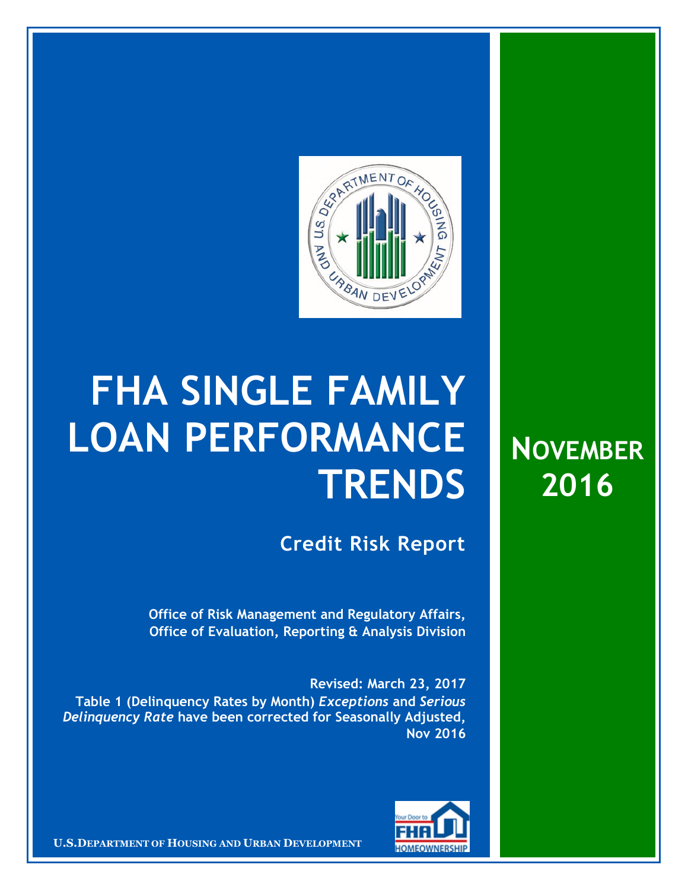# FHA SINGLE FAMILY LOAN PERFORMANCE TRENDS

## NOVEMBER 2016

### Credit Risk Report

**Office of Risk Management and Regulatory Affairs,**
**Office of Evaluation, Reporting & Analysis Division**

**Revised: March 23, 2017**
**Table 1 (Delinquency Rates by Month) *Exceptions* and *Serious Delinquency Rate* have been corrected for Seasonally Adjusted, Nov 2016**

**U.S. DEPARTMENT OF HOUSING AND URBAN DEVELOPMENT**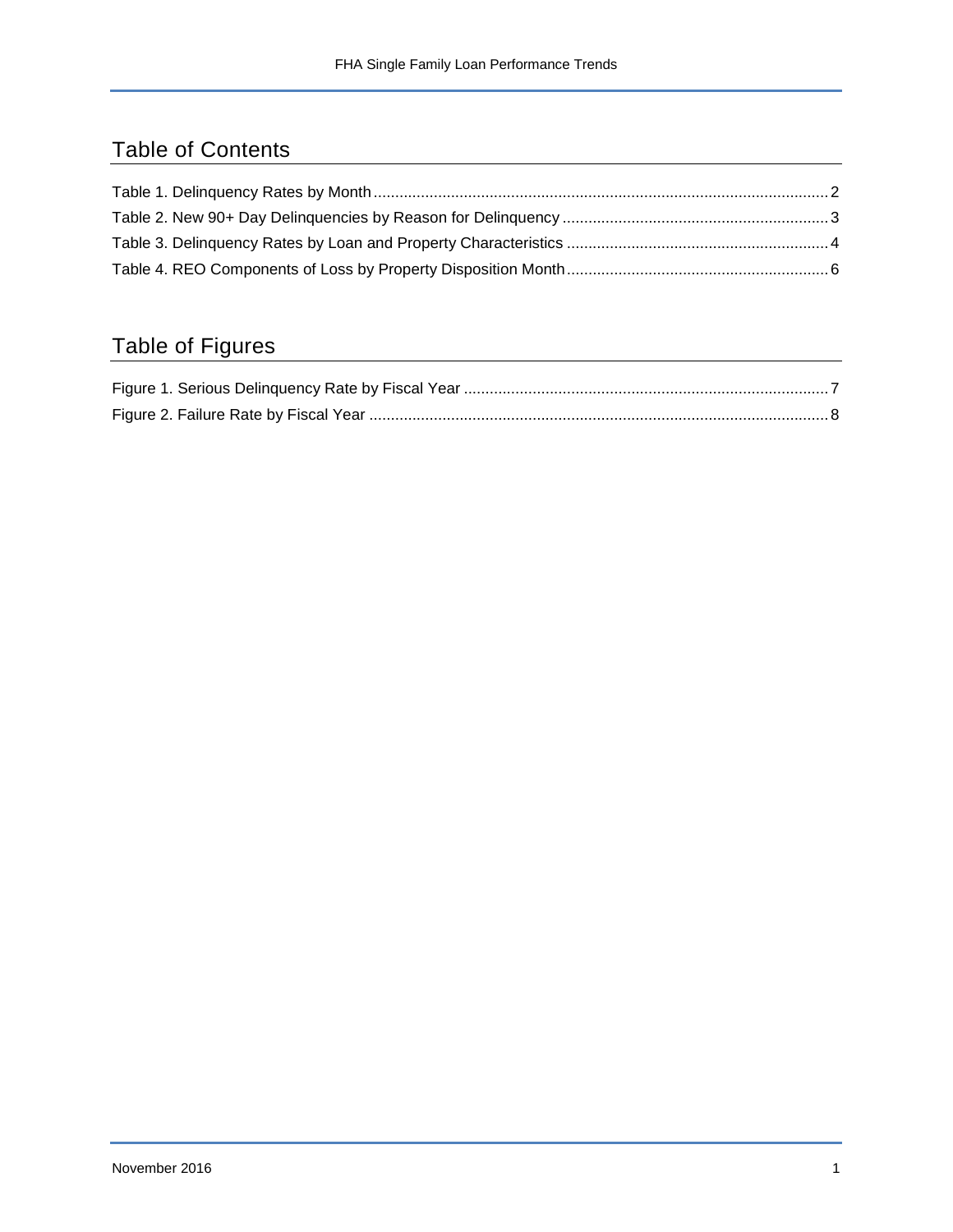## Table of Contents

Table 1. Delinquency Rates by Month ..................................................................................................... 2
Table 2. New 90+ Day Delinquencies by Reason for Delinquency ............................................................ 3
Table 3. Delinquency Rates by Loan and Property Characteristics ........................................................... 4
Table 4. REO Components of Loss by Property Disposition Month ........................................................... 6

## Table of Figures

Figure 1. Serious Delinquency Rate by Fiscal Year ..................................................................................... 7
Figure 2. Failure Rate by Fiscal Year ......................................................................................................... 8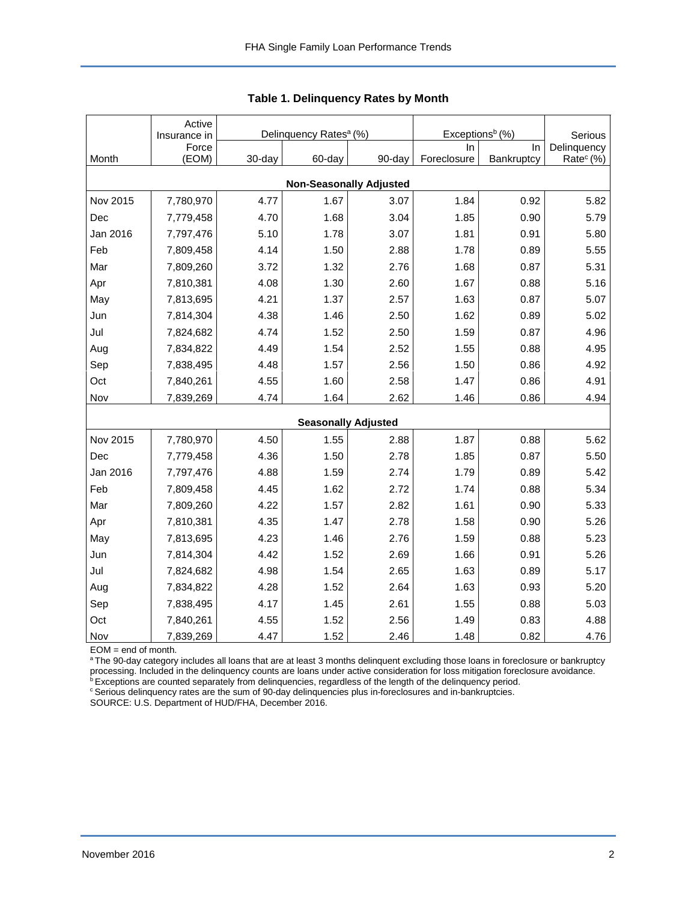### Table 1. Delinquency Rates by Month

| Month | Active Insurance in Force (EOM) | Delinquency Rates[a] (%) | | | Exceptions[b] (%) | | Serious Delinquency Rate[c] (%) |
|---|---|---|---|---|---|---|---|
| | | 30-day | 60-day | 90-day | In Foreclosure | In Bankruptcy | |
| **Non-Seasonally Adjusted** | | | | | | | |
| Nov 2015 | 7,780,970 | 4.77 | 1.67 | 3.07 | 1.84 | 0.92 | 5.82 |
| Dec | 7,779,458 | 4.70 | 1.68 | 3.04 | 1.85 | 0.90 | 5.79 |
| Jan 2016 | 7,797,476 | 5.10 | 1.78 | 3.07 | 1.81 | 0.91 | 5.80 |
| Feb | 7,809,458 | 4.14 | 1.50 | 2.88 | 1.78 | 0.89 | 5.55 |
| Mar | 7,809,260 | 3.72 | 1.32 | 2.76 | 1.68 | 0.87 | 5.31 |
| Apr | 7,810,381 | 4.08 | 1.30 | 2.60 | 1.67 | 0.88 | 5.16 |
| May | 7,813,695 | 4.21 | 1.37 | 2.57 | 1.63 | 0.87 | 5.07 |
| Jun | 7,814,304 | 4.38 | 1.46 | 2.50 | 1.62 | 0.89 | 5.02 |
| Jul | 7,824,682 | 4.74 | 1.52 | 2.50 | 1.59 | 0.87 | 4.96 |
| Aug | 7,834,822 | 4.49 | 1.54 | 2.52 | 1.55 | 0.88 | 4.95 |
| Sep | 7,838,495 | 4.48 | 1.57 | 2.56 | 1.50 | 0.86 | 4.92 |
| Oct | 7,840,261 | 4.55 | 1.60 | 2.58 | 1.47 | 0.86 | 4.91 |
| Nov | 7,839,269 | 4.74 | 1.64 | 2.62 | 1.46 | 0.86 | 4.94 |
| **Seasonally Adjusted** | | | | | | | |
| Nov 2015 | 7,780,970 | 4.50 | 1.55 | 2.88 | 1.87 | 0.88 | 5.62 |
| Dec | 7,779,458 | 4.36 | 1.50 | 2.78 | 1.85 | 0.87 | 5.50 |
| Jan 2016 | 7,797,476 | 4.88 | 1.59 | 2.74 | 1.79 | 0.89 | 5.42 |
| Feb | 7,809,458 | 4.45 | 1.62 | 2.72 | 1.74 | 0.88 | 5.34 |
| Mar | 7,809,260 | 4.22 | 1.57 | 2.82 | 1.61 | 0.90 | 5.33 |
| Apr | 7,810,381 | 4.35 | 1.47 | 2.78 | 1.58 | 0.90 | 5.26 |
| May | 7,813,695 | 4.23 | 1.46 | 2.76 | 1.59 | 0.88 | 5.23 |
| Jun | 7,814,304 | 4.42 | 1.52 | 2.69 | 1.66 | 0.91 | 5.26 |
| Jul | 7,824,682 | 4.98 | 1.54 | 2.65 | 1.63 | 0.89 | 5.17 |
| Aug | 7,834,822 | 4.28 | 1.52 | 2.64 | 1.63 | 0.93 | 5.20 |
| Sep | 7,838,495 | 4.17 | 1.45 | 2.61 | 1.55 | 0.88 | 5.03 |
| Oct | 7,840,261 | 4.55 | 1.52 | 2.56 | 1.49 | 0.83 | 4.88 |
| Nov | 7,839,269 | 4.47 | 1.52 | 2.46 | 1.48 | 0.82 | 4.76 |

EOM = end of month.

[a] The 90-day category includes all loans that are at least 3 months delinquent excluding those loans in foreclosure or bankruptcy processing. Included in the delinquency counts are loans under active consideration for loss mitigation foreclosure avoidance.

[b] Exceptions are counted separately from delinquencies, regardless of the length of the delinquency period.

[c] Serious delinquency rates are the sum of 90-day delinquencies plus in-foreclosures and in-bankruptcies.

SOURCE: U.S. Department of HUD/FHA, December 2016.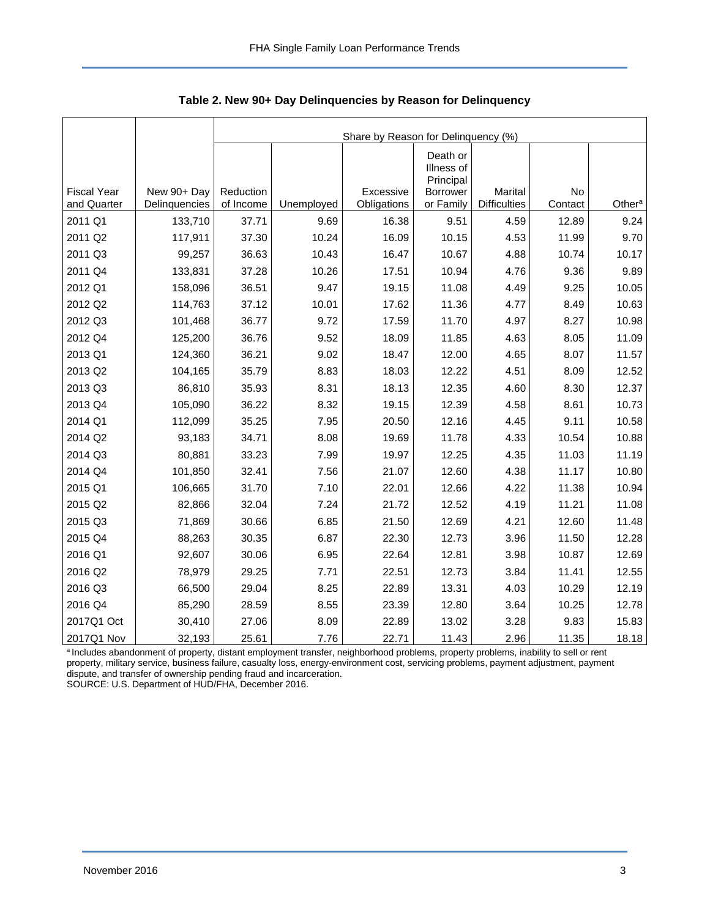**Table 2. New 90+ Day Delinquencies by Reason for Delinquency**

| | | Share by Reason for Delinquency (%) | | | | | | |
|---|---|---|---|---|---|---|---|---|
| Fiscal Year and Quarter | New 90+ Day Delinquencies | Reduction of Income | Unemployed | Excessive Obligations | Death or Illness of Principal Borrower or Family | Marital Difficulties | No Contact | Other[a] |
| 2011 Q1 | 133,710 | 37.71 | 9.69 | 16.38 | 9.51 | 4.59 | 12.89 | 9.24 |
| 2011 Q2 | 117,911 | 37.30 | 10.24 | 16.09 | 10.15 | 4.53 | 11.99 | 9.70 |
| 2011 Q3 | 99,257 | 36.63 | 10.43 | 16.47 | 10.67 | 4.88 | 10.74 | 10.17 |
| 2011 Q4 | 133,831 | 37.28 | 10.26 | 17.51 | 10.94 | 4.76 | 9.36 | 9.89 |
| 2012 Q1 | 158,096 | 36.51 | 9.47 | 19.15 | 11.08 | 4.49 | 9.25 | 10.05 |
| 2012 Q2 | 114,763 | 37.12 | 10.01 | 17.62 | 11.36 | 4.77 | 8.49 | 10.63 |
| 2012 Q3 | 101,468 | 36.77 | 9.72 | 17.59 | 11.70 | 4.97 | 8.27 | 10.98 |
| 2012 Q4 | 125,200 | 36.76 | 9.52 | 18.09 | 11.85 | 4.63 | 8.05 | 11.09 |
| 2013 Q1 | 124,360 | 36.21 | 9.02 | 18.47 | 12.00 | 4.65 | 8.07 | 11.57 |
| 2013 Q2 | 104,165 | 35.79 | 8.83 | 18.03 | 12.22 | 4.51 | 8.09 | 12.52 |
| 2013 Q3 | 86,810 | 35.93 | 8.31 | 18.13 | 12.35 | 4.60 | 8.30 | 12.37 |
| 2013 Q4 | 105,090 | 36.22 | 8.32 | 19.15 | 12.39 | 4.58 | 8.61 | 10.73 |
| 2014 Q1 | 112,099 | 35.25 | 7.95 | 20.50 | 12.16 | 4.45 | 9.11 | 10.58 |
| 2014 Q2 | 93,183 | 34.71 | 8.08 | 19.69 | 11.78 | 4.33 | 10.54 | 10.88 |
| 2014 Q3 | 80,881 | 33.23 | 7.99 | 19.97 | 12.25 | 4.35 | 11.03 | 11.19 |
| 2014 Q4 | 101,850 | 32.41 | 7.56 | 21.07 | 12.60 | 4.38 | 11.17 | 10.80 |
| 2015 Q1 | 106,665 | 31.70 | 7.10 | 22.01 | 12.66 | 4.22 | 11.38 | 10.94 |
| 2015 Q2 | 82,866 | 32.04 | 7.24 | 21.72 | 12.52 | 4.19 | 11.21 | 11.08 |
| 2015 Q3 | 71,869 | 30.66 | 6.85 | 21.50 | 12.69 | 4.21 | 12.60 | 11.48 |
| 2015 Q4 | 88,263 | 30.35 | 6.87 | 22.30 | 12.73 | 3.96 | 11.50 | 12.28 |
| 2016 Q1 | 92,607 | 30.06 | 6.95 | 22.64 | 12.81 | 3.98 | 10.87 | 12.69 |
| 2016 Q2 | 78,979 | 29.25 | 7.71 | 22.51 | 12.73 | 3.84 | 11.41 | 12.55 |
| 2016 Q3 | 66,500 | 29.04 | 8.25 | 22.89 | 13.31 | 4.03 | 10.29 | 12.19 |
| 2016 Q4 | 85,290 | 28.59 | 8.55 | 23.39 | 12.80 | 3.64 | 10.25 | 12.78 |
| 2017Q1 Oct | 30,410 | 27.06 | 8.09 | 22.89 | 13.02 | 3.28 | 9.83 | 15.83 |
| 2017Q1 Nov | 32,193 | 25.61 | 7.76 | 22.71 | 11.43 | 2.96 | 11.35 | 18.18 |

[a] Includes abandonment of property, distant employment transfer, neighborhood problems, property problems, inability to sell or rent property, military service, business failure, casualty loss, energy-environment cost, servicing problems, payment adjustment, payment dispute, and transfer of ownership pending fraud and incarceration.

SOURCE: U.S. Department of HUD/FHA, December 2016.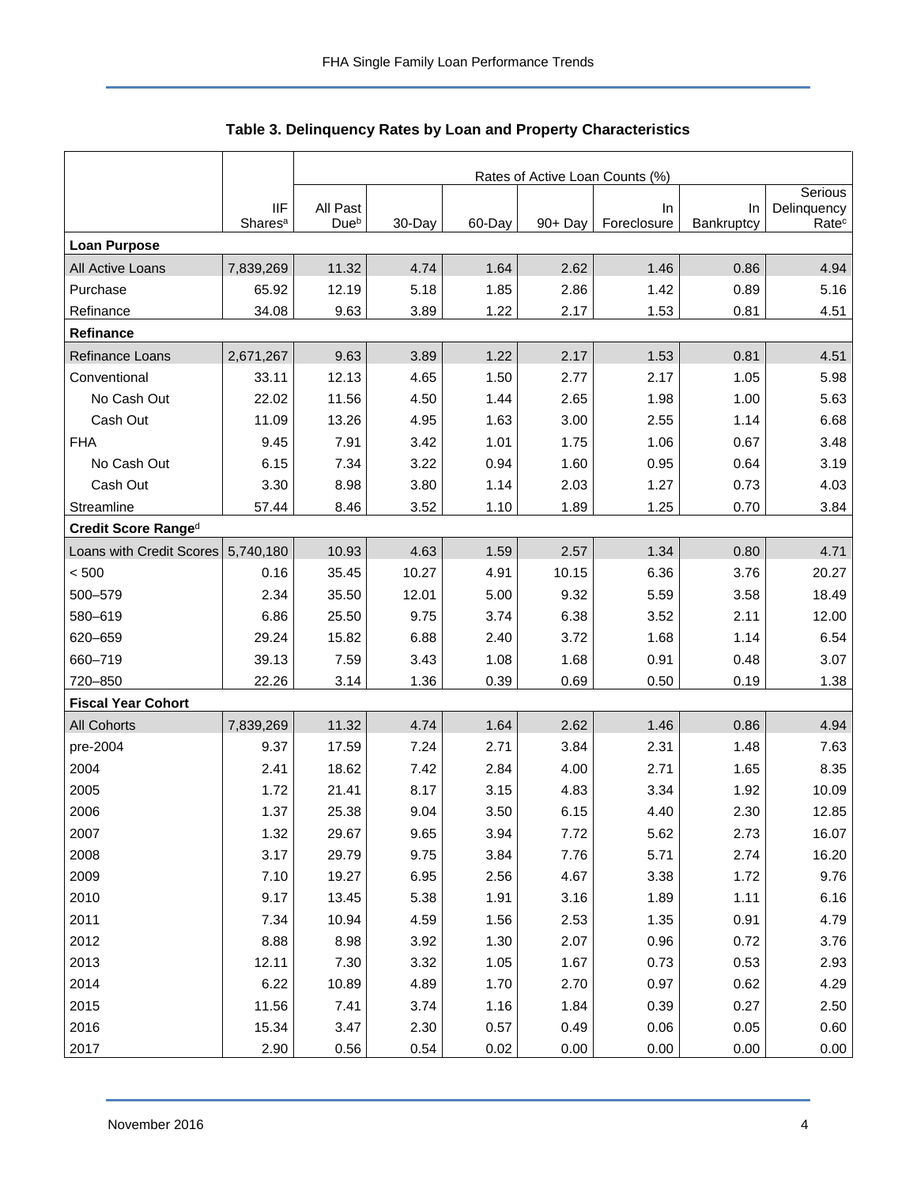**Table 3. Delinquency Rates by Loan and Property Characteristics**

| | IIF Shares[a] | Rates of Active Loan Counts (%) | | | | | | |
|---|---|---|---|---|---|---|---|---|
| | | All Past Due[b] | 30-Day | 60-Day | 90+ Day | In Foreclosure | In Bankruptcy | Serious Delinquency Rate[c] |
| **Loan Purpose** | | | | | | | | |
| All Active Loans | 7,839,269 | 11.32 | 4.74 | 1.64 | 2.62 | 1.46 | 0.86 | 4.94 |
| Purchase | 65.92 | 12.19 | 5.18 | 1.85 | 2.86 | 1.42 | 0.89 | 5.16 |
| Refinance | 34.08 | 9.63 | 3.89 | 1.22 | 2.17 | 1.53 | 0.81 | 4.51 |
| **Refinance** | | | | | | | | |
| Refinance Loans | 2,671,267 | 9.63 | 3.89 | 1.22 | 2.17 | 1.53 | 0.81 | 4.51 |
| Conventional | 33.11 | 12.13 | 4.65 | 1.50 | 2.77 | 2.17 | 1.05 | 5.98 |
| No Cash Out | 22.02 | 11.56 | 4.50 | 1.44 | 2.65 | 1.98 | 1.00 | 5.63 |
| Cash Out | 11.09 | 13.26 | 4.95 | 1.63 | 3.00 | 2.55 | 1.14 | 6.68 |
| FHA | 9.45 | 7.91 | 3.42 | 1.01 | 1.75 | 1.06 | 0.67 | 3.48 |
| No Cash Out | 6.15 | 7.34 | 3.22 | 0.94 | 1.60 | 0.95 | 0.64 | 3.19 |
| Cash Out | 3.30 | 8.98 | 3.80 | 1.14 | 2.03 | 1.27 | 0.73 | 4.03 |
| Streamline | 57.44 | 8.46 | 3.52 | 1.10 | 1.89 | 1.25 | 0.70 | 3.84 |
| **Credit Score Range[d]** | | | | | | | | |
| Loans with Credit Scores | 5,740,180 | 10.93 | 4.63 | 1.59 | 2.57 | 1.34 | 0.80 | 4.71 |
| < 500 | 0.16 | 35.45 | 10.27 | 4.91 | 10.15 | 6.36 | 3.76 | 20.27 |
| 500–579 | 2.34 | 35.50 | 12.01 | 5.00 | 9.32 | 5.59 | 3.58 | 18.49 |
| 580–619 | 6.86 | 25.50 | 9.75 | 3.74 | 6.38 | 3.52 | 2.11 | 12.00 |
| 620–659 | 29.24 | 15.82 | 6.88 | 2.40 | 3.72 | 1.68 | 1.14 | 6.54 |
| 660–719 | 39.13 | 7.59 | 3.43 | 1.08 | 1.68 | 0.91 | 0.48 | 3.07 |
| 720–850 | 22.26 | 3.14 | 1.36 | 0.39 | 0.69 | 0.50 | 0.19 | 1.38 |
| **Fiscal Year Cohort** | | | | | | | | |
| All Cohorts | 7,839,269 | 11.32 | 4.74 | 1.64 | 2.62 | 1.46 | 0.86 | 4.94 |
| pre-2004 | 9.37 | 17.59 | 7.24 | 2.71 | 3.84 | 2.31 | 1.48 | 7.63 |
| 2004 | 2.41 | 18.62 | 7.42 | 2.84 | 4.00 | 2.71 | 1.65 | 8.35 |
| 2005 | 1.72 | 21.41 | 8.17 | 3.15 | 4.83 | 3.34 | 1.92 | 10.09 |
| 2006 | 1.37 | 25.38 | 9.04 | 3.50 | 6.15 | 4.40 | 2.30 | 12.85 |
| 2007 | 1.32 | 29.67 | 9.65 | 3.94 | 7.72 | 5.62 | 2.73 | 16.07 |
| 2008 | 3.17 | 29.79 | 9.75 | 3.84 | 7.76 | 5.71 | 2.74 | 16.20 |
| 2009 | 7.10 | 19.27 | 6.95 | 2.56 | 4.67 | 3.38 | 1.72 | 9.76 |
| 2010 | 9.17 | 13.45 | 5.38 | 1.91 | 3.16 | 1.89 | 1.11 | 6.16 |
| 2011 | 7.34 | 10.94 | 4.59 | 1.56 | 2.53 | 1.35 | 0.91 | 4.79 |
| 2012 | 8.88 | 8.98 | 3.92 | 1.30 | 2.07 | 0.96 | 0.72 | 3.76 |
| 2013 | 12.11 | 7.30 | 3.32 | 1.05 | 1.67 | 0.73 | 0.53 | 2.93 |
| 2014 | 6.22 | 10.89 | 4.89 | 1.70 | 2.70 | 0.97 | 0.62 | 4.29 |
| 2015 | 11.56 | 7.41 | 3.74 | 1.16 | 1.84 | 0.39 | 0.27 | 2.50 |
| 2016 | 15.34 | 3.47 | 2.30 | 0.57 | 0.49 | 0.06 | 0.05 | 0.60 |
| 2017 | 2.90 | 0.56 | 0.54 | 0.02 | 0.00 | 0.00 | 0.00 | 0.00 |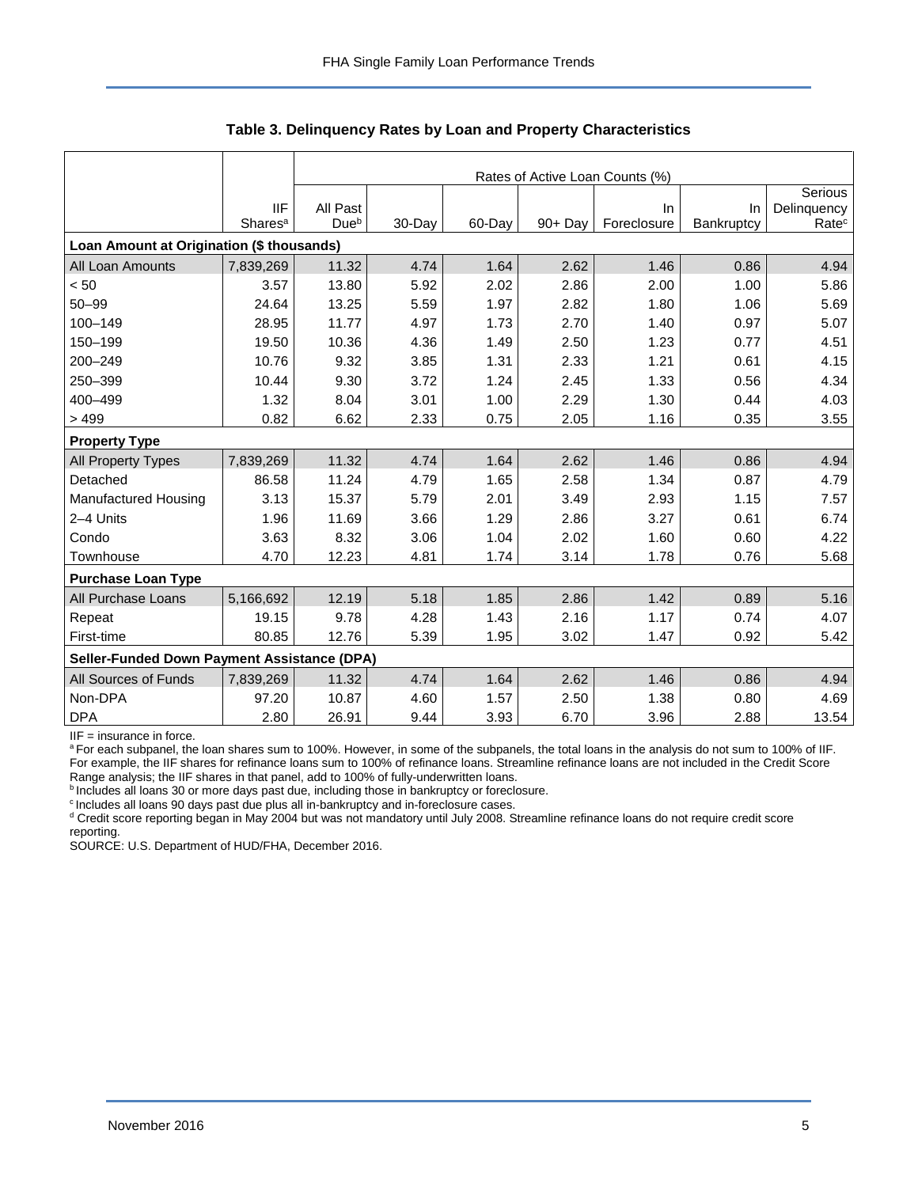## Table 3. Delinquency Rates by Loan and Property Characteristics

| | | Rates of Active Loan Counts (%) | | | | | | |
|---|---|---|---|---|---|---|---|---|
| | IIF Shares[a] | All Past Due[b] | 30-Day | 60-Day | 90+ Day | In Foreclosure | In Bankruptcy | Serious Delinquency Rate[c] |
| **Loan Amount at Origination ($ thousands)** | | | | | | | | |
| All Loan Amounts | 7,839,269 | 11.32 | 4.74 | 1.64 | 2.62 | 1.46 | 0.86 | 4.94 |
| < 50 | 3.57 | 13.80 | 5.92 | 2.02 | 2.86 | 2.00 | 1.00 | 5.86 |
| 50–99 | 24.64 | 13.25 | 5.59 | 1.97 | 2.82 | 1.80 | 1.06 | 5.69 |
| 100–149 | 28.95 | 11.77 | 4.97 | 1.73 | 2.70 | 1.40 | 0.97 | 5.07 |
| 150–199 | 19.50 | 10.36 | 4.36 | 1.49 | 2.50 | 1.23 | 0.77 | 4.51 |
| 200–249 | 10.76 | 9.32 | 3.85 | 1.31 | 2.33 | 1.21 | 0.61 | 4.15 |
| 250–399 | 10.44 | 9.30 | 3.72 | 1.24 | 2.45 | 1.33 | 0.56 | 4.34 |
| 400–499 | 1.32 | 8.04 | 3.01 | 1.00 | 2.29 | 1.30 | 0.44 | 4.03 |
| > 499 | 0.82 | 6.62 | 2.33 | 0.75 | 2.05 | 1.16 | 0.35 | 3.55 |
| **Property Type** | | | | | | | | |
| All Property Types | 7,839,269 | 11.32 | 4.74 | 1.64 | 2.62 | 1.46 | 0.86 | 4.94 |
| Detached | 86.58 | 11.24 | 4.79 | 1.65 | 2.58 | 1.34 | 0.87 | 4.79 |
| Manufactured Housing | 3.13 | 15.37 | 5.79 | 2.01 | 3.49 | 2.93 | 1.15 | 7.57 |
| 2–4 Units | 1.96 | 11.69 | 3.66 | 1.29 | 2.86 | 3.27 | 0.61 | 6.74 |
| Condo | 3.63 | 8.32 | 3.06 | 1.04 | 2.02 | 1.60 | 0.60 | 4.22 |
| Townhouse | 4.70 | 12.23 | 4.81 | 1.74 | 3.14 | 1.78 | 0.76 | 5.68 |
| **Purchase Loan Type** | | | | | | | | |
| All Purchase Loans | 5,166,692 | 12.19 | 5.18 | 1.85 | 2.86 | 1.42 | 0.89 | 5.16 |
| Repeat | 19.15 | 9.78 | 4.28 | 1.43 | 2.16 | 1.17 | 0.74 | 4.07 |
| First-time | 80.85 | 12.76 | 5.39 | 1.95 | 3.02 | 1.47 | 0.92 | 5.42 |
| **Seller-Funded Down Payment Assistance (DPA)** | | | | | | | | |
| All Sources of Funds | 7,839,269 | 11.32 | 4.74 | 1.64 | 2.62 | 1.46 | 0.86 | 4.94 |
| Non-DPA | 97.20 | 10.87 | 4.60 | 1.57 | 2.50 | 1.38 | 0.80 | 4.69 |
| DPA | 2.80 | 26.91 | 9.44 | 3.93 | 6.70 | 3.96 | 2.88 | 13.54 |

IIF = insurance in force.

[a] For each subpanel, the loan shares sum to 100%. However, in some of the subpanels, the total loans in the analysis do not sum to 100% of IIF. For example, the IIF shares for refinance loans sum to 100% of refinance loans. Streamline refinance loans are not included in the Credit Score Range analysis; the IIF shares in that panel, add to 100% of fully-underwritten loans.

[b] Includes all loans 30 or more days past due, including those in bankruptcy or foreclosure.

[c] Includes all loans 90 days past due plus all in-bankruptcy and in-foreclosure cases.

[d] Credit score reporting began in May 2004 but was not mandatory until July 2008. Streamline refinance loans do not require credit score reporting.

SOURCE: U.S. Department of HUD/FHA, December 2016.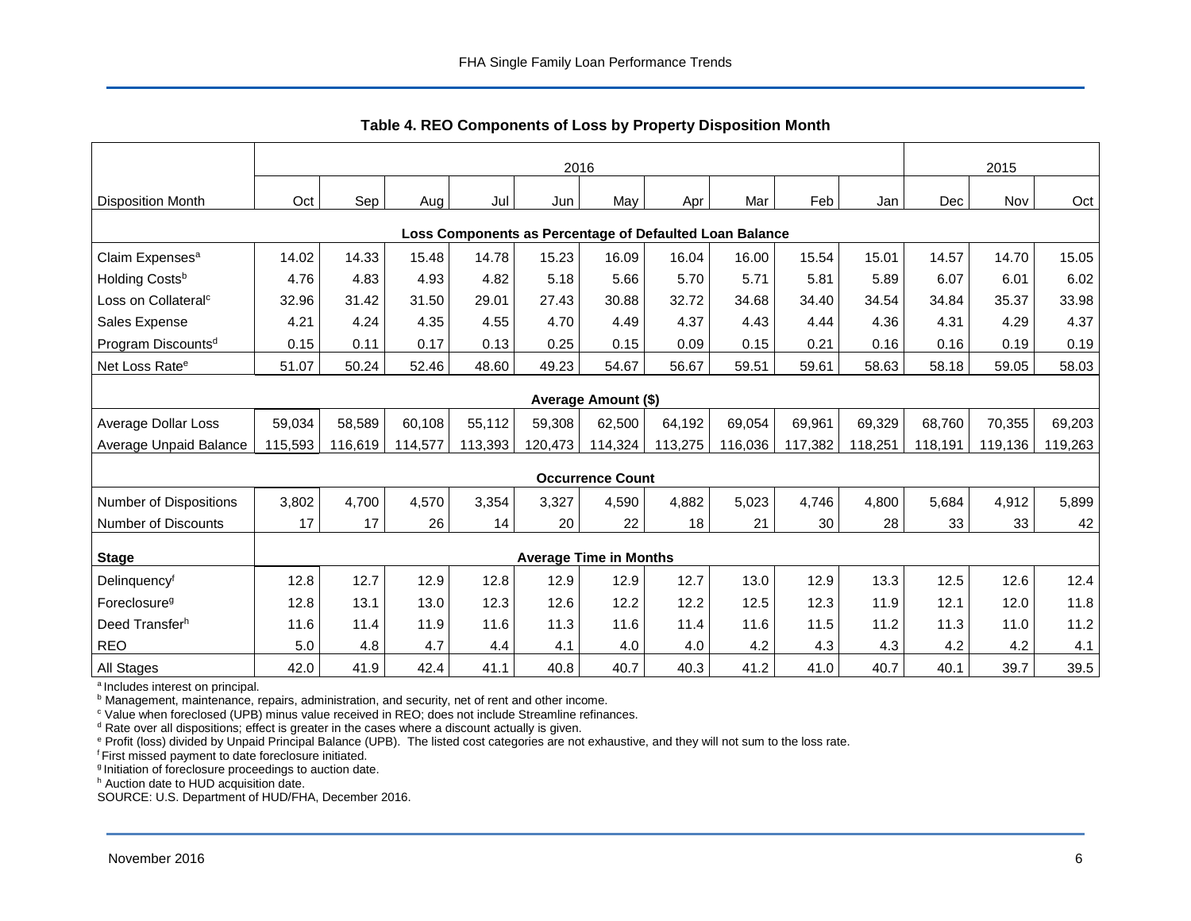**Table 4. REO Components of Loss by Property Disposition Month**

| | 2016 | | | | | | | | | | 2015 | | |
|---|---|---|---|---|---|---|---|---|---|---|---|---|---|
| Disposition Month | Oct | Sep | Aug | Jul | Jun | May | Apr | Mar | Feb | Jan | Dec | Nov | Oct |
| **Loss Components as Percentage of Defaulted Loan Balance** | | | | | | | | | | | | | |
| Claim Expenses[a] | 14.02 | 14.33 | 15.48 | 14.78 | 15.23 | 16.09 | 16.04 | 16.00 | 15.54 | 15.01 | 14.57 | 14.70 | 15.05 |
| Holding Costs[b] | 4.76 | 4.83 | 4.93 | 4.82 | 5.18 | 5.66 | 5.70 | 5.71 | 5.81 | 5.89 | 6.07 | 6.01 | 6.02 |
| Loss on Collateral[c] | 32.96 | 31.42 | 31.50 | 29.01 | 27.43 | 30.88 | 32.72 | 34.68 | 34.40 | 34.54 | 34.84 | 35.37 | 33.98 |
| Sales Expense | 4.21 | 4.24 | 4.35 | 4.55 | 4.70 | 4.49 | 4.37 | 4.43 | 4.44 | 4.36 | 4.31 | 4.29 | 4.37 |
| Program Discounts[d] | 0.15 | 0.11 | 0.17 | 0.13 | 0.25 | 0.15 | 0.09 | 0.15 | 0.21 | 0.16 | 0.16 | 0.19 | 0.19 |
| Net Loss Rate[e] | 51.07 | 50.24 | 52.46 | 48.60 | 49.23 | 54.67 | 56.67 | 59.51 | 59.61 | 58.63 | 58.18 | 59.05 | 58.03 |
| **Average Amount ($)** | | | | | | | | | | | | | |
| Average Dollar Loss | 59,034 | 58,589 | 60,108 | 55,112 | 59,308 | 62,500 | 64,192 | 69,054 | 69,961 | 69,329 | 68,760 | 70,355 | 69,203 |
| Average Unpaid Balance | 115,593 | 116,619 | 114,577 | 113,393 | 120,473 | 114,324 | 113,275 | 116,036 | 117,382 | 118,251 | 118,191 | 119,136 | 119,263 |
| **Occurrence Count** | | | | | | | | | | | | | |
| Number of Dispositions | 3,802 | 4,700 | 4,570 | 3,354 | 3,327 | 4,590 | 4,882 | 5,023 | 4,746 | 4,800 | 5,684 | 4,912 | 5,899 |
| Number of Discounts | 17 | 17 | 26 | 14 | 20 | 22 | 18 | 21 | 30 | 28 | 33 | 33 | 42 |
| **Stage** | **Average Time in Months** | | | | | | | | | | | | |
| Delinquency[f] | 12.8 | 12.7 | 12.9 | 12.8 | 12.9 | 12.9 | 12.7 | 13.0 | 12.9 | 13.3 | 12.5 | 12.6 | 12.4 |
| Foreclosure[g] | 12.8 | 13.1 | 13.0 | 12.3 | 12.6 | 12.2 | 12.2 | 12.5 | 12.3 | 11.9 | 12.1 | 12.0 | 11.8 |
| Deed Transfer[h] | 11.6 | 11.4 | 11.9 | 11.6 | 11.3 | 11.6 | 11.4 | 11.6 | 11.5 | 11.2 | 11.3 | 11.0 | 11.2 |
| REO | 5.0 | 4.8 | 4.7 | 4.4 | 4.1 | 4.0 | 4.0 | 4.2 | 4.3 | 4.3 | 4.2 | 4.2 | 4.1 |
| All Stages | 42.0 | 41.9 | 42.4 | 41.1 | 40.8 | 40.7 | 40.3 | 41.2 | 41.0 | 40.7 | 40.1 | 39.7 | 39.5 |

[a] Includes interest on principal.
[b] Management, maintenance, repairs, administration, and security, net of rent and other income.
[c] Value when foreclosed (UPB) minus value received in REO; does not include Streamline refinances.
[d] Rate over all dispositions; effect is greater in the cases where a discount actually is given.
[e] Profit (loss) divided by Unpaid Principal Balance (UPB). The listed cost categories are not exhaustive, and they will not sum to the loss rate.
[f] First missed payment to date foreclosure initiated.
[g] Initiation of foreclosure proceedings to auction date.
[h] Auction date to HUD acquisition date.
SOURCE: U.S. Department of HUD/FHA, December 2016.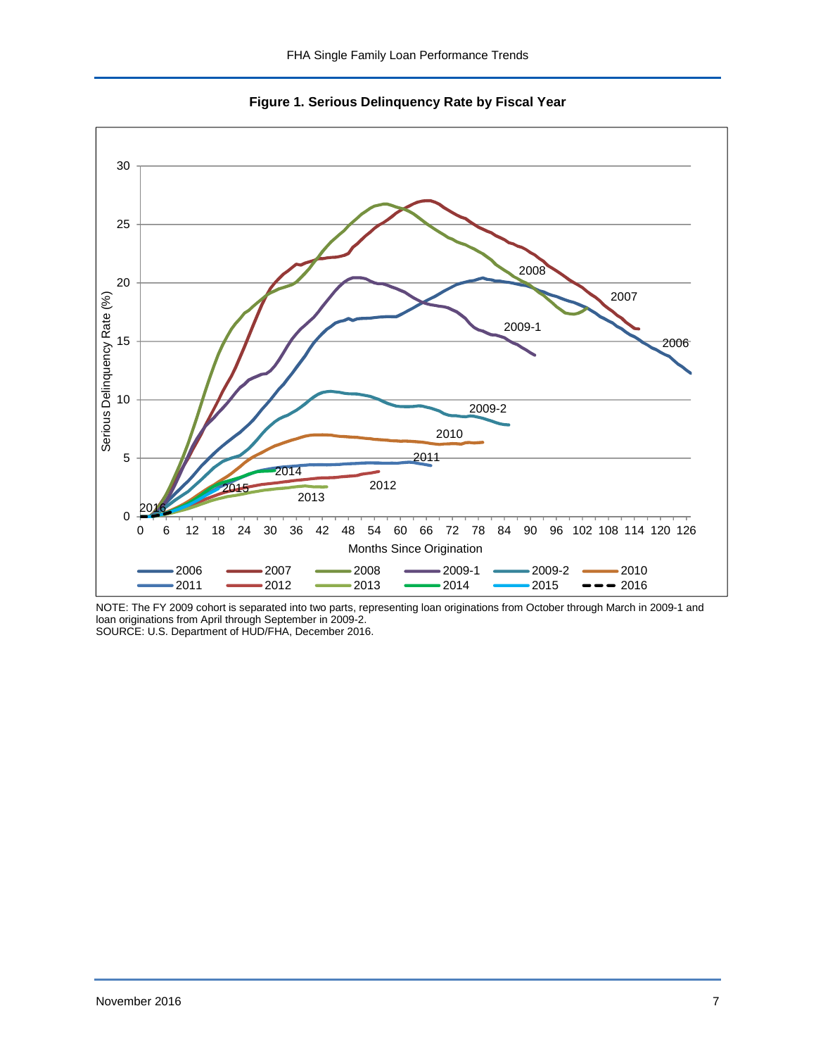**Figure 1. Serious Delinquency Rate by Fiscal Year**

NOTE: The FY 2009 cohort is separated into two parts, representing loan originations from October through March in 2009-1 and loan originations from April through September in 2009-2.
SOURCE: U.S. Department of HUD/FHA, December 2016.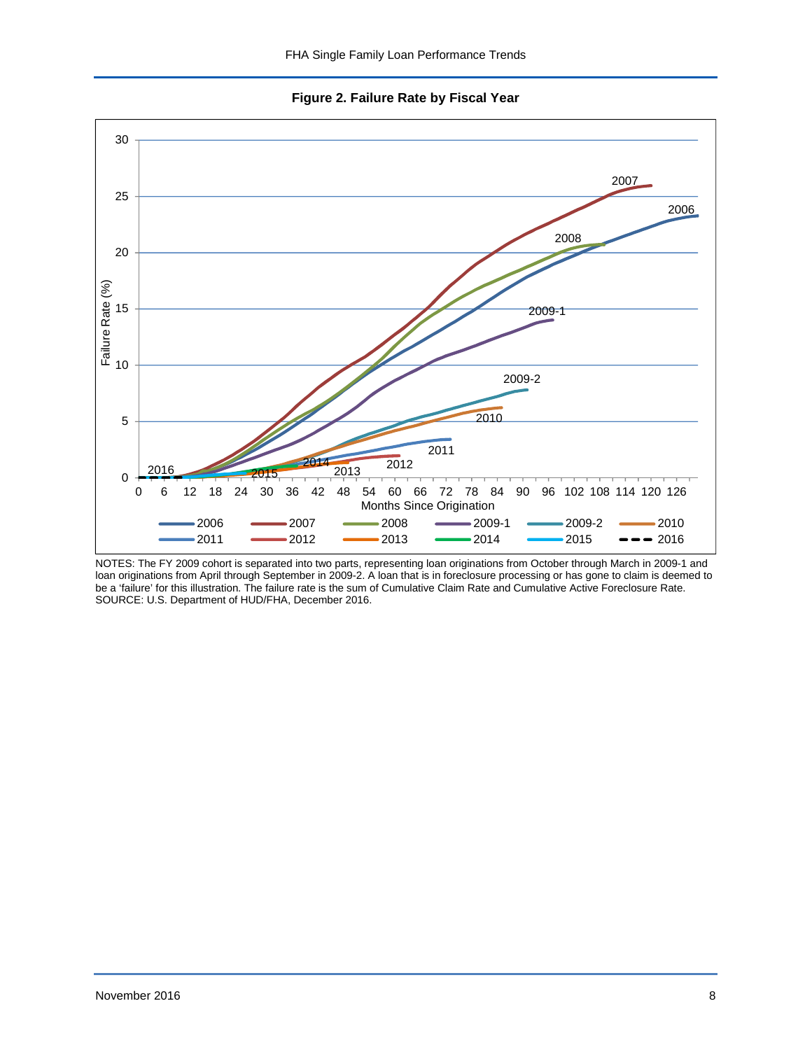**Figure 2. Failure Rate by Fiscal Year**

Failure Rate (%)

30
25
20
15
10
5
0

0 6 12 18 24 30 36 42 48 54 60 66 72 78 84 90 96 102 108 114 120 126

Months Since Origination

2007
2006
2008
2009-1
2009-2
2010
2011
2012
2013
2014
2015
2016

2006 2007 2008 2009-1 2009-2 2010
2011 2012 2013 2014 2015 2016

NOTES: The FY 2009 cohort is separated into two parts, representing loan originations from October through March in 2009-1 and loan originations from April through September in 2009-2. A loan that is in foreclosure processing or has gone to claim is deemed to be a 'failure' for this illustration. The failure rate is the sum of Cumulative Claim Rate and Cumulative Active Foreclosure Rate.
SOURCE: U.S. Department of HUD/FHA, December 2016.